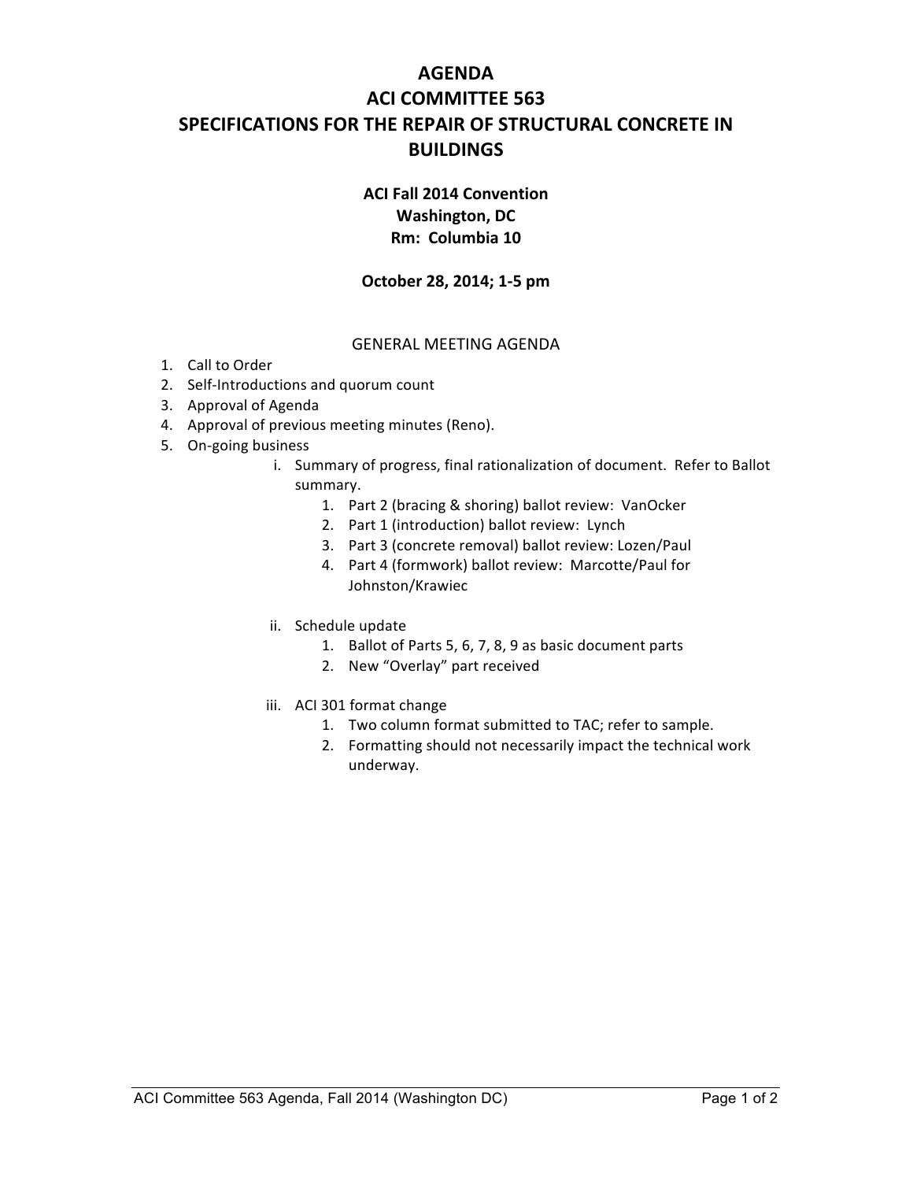# AGENDA
# ACI COMMITTEE 563
# SPECIFICATIONS FOR THE REPAIR OF STRUCTURAL CONCRETE IN BUILDINGS

**ACI Fall 2014 Convention**
**Washington, DC**
**Rm: Columbia 10**

**October 28, 2014; 1-5 pm**

GENERAL MEETING AGENDA

1. Call to Order
2. Self-Introductions and quorum count
3. Approval of Agenda
4. Approval of previous meeting minutes (Reno).
5. On-going business
   - i. Summary of progress, final rationalization of document. Refer to Ballot summary.
     1. Part 2 (bracing & shoring) ballot review: VanOcker
     2. Part 1 (introduction) ballot review: Lynch
     3. Part 3 (concrete removal) ballot review: Lozen/Paul
     4. Part 4 (formwork) ballot review: Marcotte/Paul for Johnston/Krawiec
   - ii. Schedule update
     1. Ballot of Parts 5, 6, 7, 8, 9 as basic document parts
     2. New "Overlay" part received
   - iii. ACI 301 format change
     1. Two column format submitted to TAC; refer to sample.
     2. Formatting should not necessarily impact the technical work underway.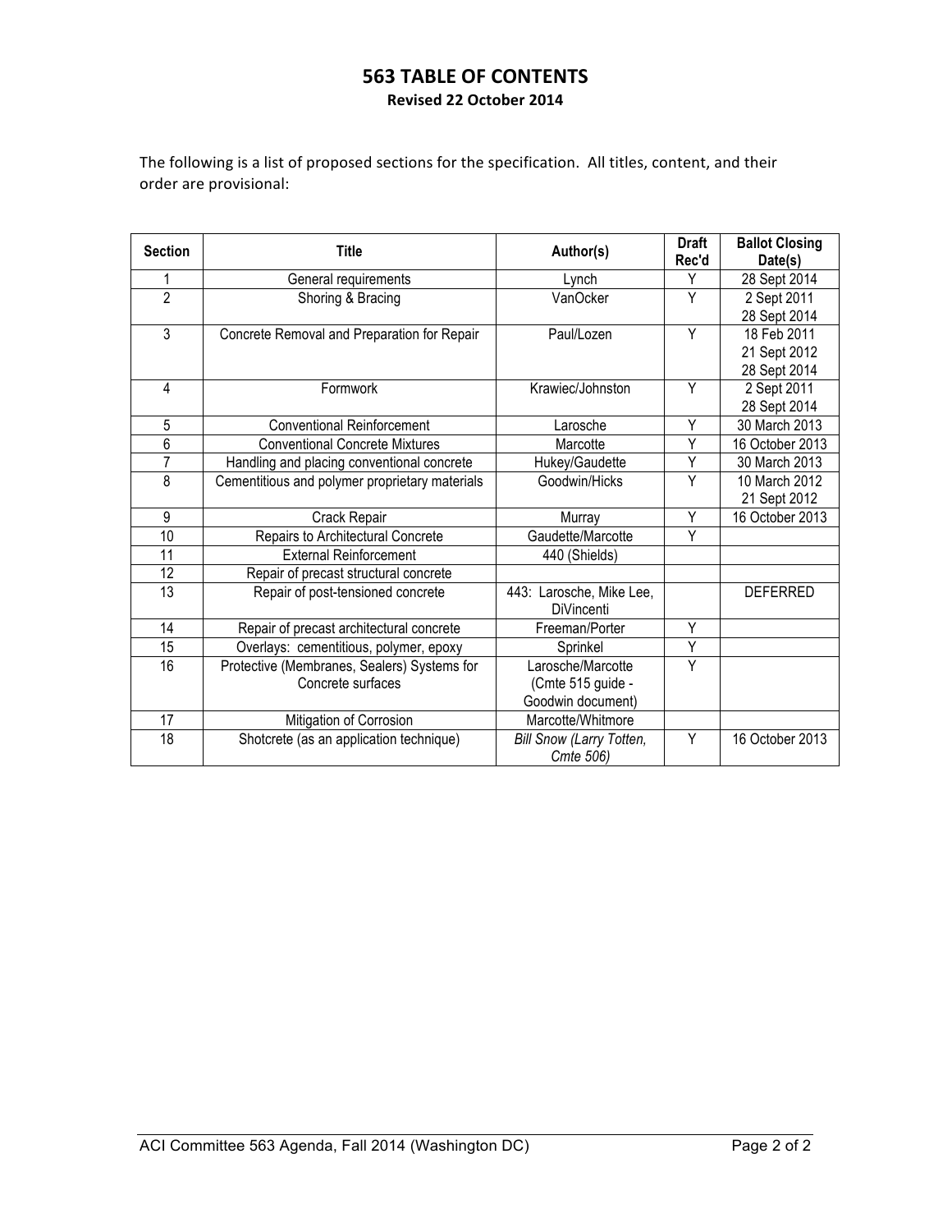# 563 TABLE OF CONTENTS

**Revised 22 October 2014**

The following is a list of proposed sections for the specification. All titles, content, and their order are provisional:

| Section | Title | Author(s) | Draft Rec'd | Ballot Closing Date(s) |
|---|---|---|---|---|
| 1 | General requirements | Lynch | Y | 28 Sept 2014 |
| 2 | Shoring & Bracing | VanOcker | Y | 2 Sept 2011<br>28 Sept 2014 |
| 3 | Concrete Removal and Preparation for Repair | Paul/Lozen | Y | 18 Feb 2011<br>21 Sept 2012<br>28 Sept 2014 |
| 4 | Formwork | Krawiec/Johnston | Y | 2 Sept 2011<br>28 Sept 2014 |
| 5 | Conventional Reinforcement | Larosche | Y | 30 March 2013 |
| 6 | Conventional Concrete Mixtures | Marcotte | Y | 16 October 2013 |
| 7 | Handling and placing conventional concrete | Hukey/Gaudette | Y | 30 March 2013 |
| 8 | Cementitious and polymer proprietary materials | Goodwin/Hicks | Y | 10 March 2012<br>21 Sept 2012 |
| 9 | Crack Repair | Murray | Y | 16 October 2013 |
| 10 | Repairs to Architectural Concrete | Gaudette/Marcotte | Y | |
| 11 | External Reinforcement | 440 (Shields) | | |
| 12 | Repair of precast structural concrete | | | |
| 13 | Repair of post-tensioned concrete | 443: Larosche, Mike Lee, DiVincenti | | DEFERRED |
| 14 | Repair of precast architectural concrete | Freeman/Porter | Y | |
| 15 | Overlays: cementitious, polymer, epoxy | Sprinkel | Y | |
| 16 | Protective (Membranes, Sealers) Systems for Concrete surfaces | Larosche/Marcotte (Cmte 515 guide - Goodwin document) | Y | |
| 17 | Mitigation of Corrosion | Marcotte/Whitmore | | |
| 18 | Shotcrete (as an application technique) | *Bill Snow (Larry Totten, Cmte 506)* | Y | 16 October 2013 |